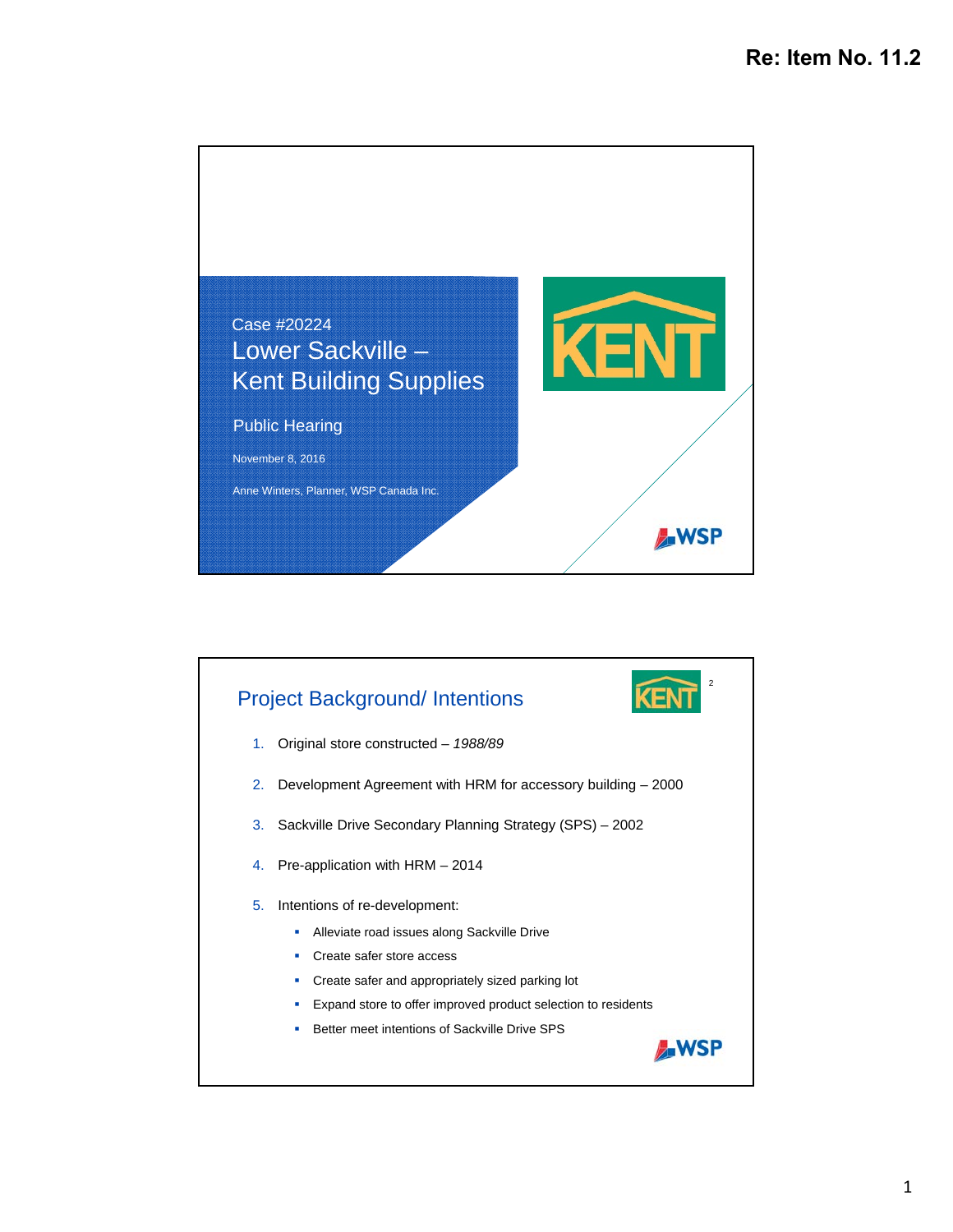Re: Item No. 11.2

Case #20224

# Lower Sackville – Kent Building Supplies

Public Hearing

November 8, 2016

Anne Winters, Planner, WSP Canada Inc.

## Project Background/ Intentions

1. Original store constructed – *1988/89*
2. Development Agreement with HRM for accessory building – 2000
3. Sackville Drive Secondary Planning Strategy (SPS) – 2002
4. Pre-application with HRM – 2014
5. Intentions of re-development:
   - Alleviate road issues along Sackville Drive
   - Create safer store access
   - Create safer and appropriately sized parking lot
   - Expand store to offer improved product selection to residents
   - Better meet intentions of Sackville Drive SPS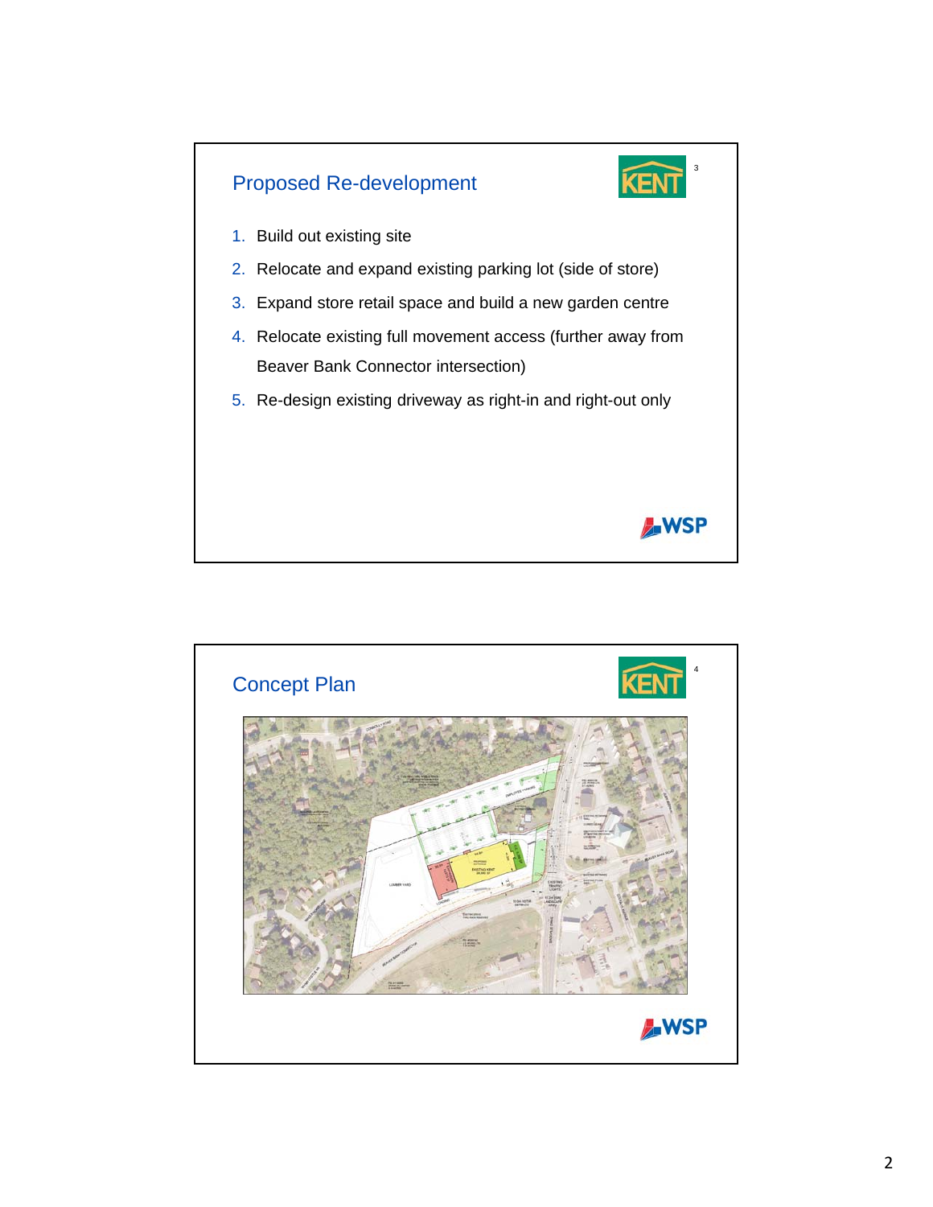## Proposed Re-development

1. Build out existing site
2. Relocate and expand existing parking lot (side of store)
3. Expand store retail space and build a new garden centre
4. Relocate existing full movement access (further away from Beaver Bank Connector intersection)
5. Re-design existing driveway as right-in and right-out only

## Concept Plan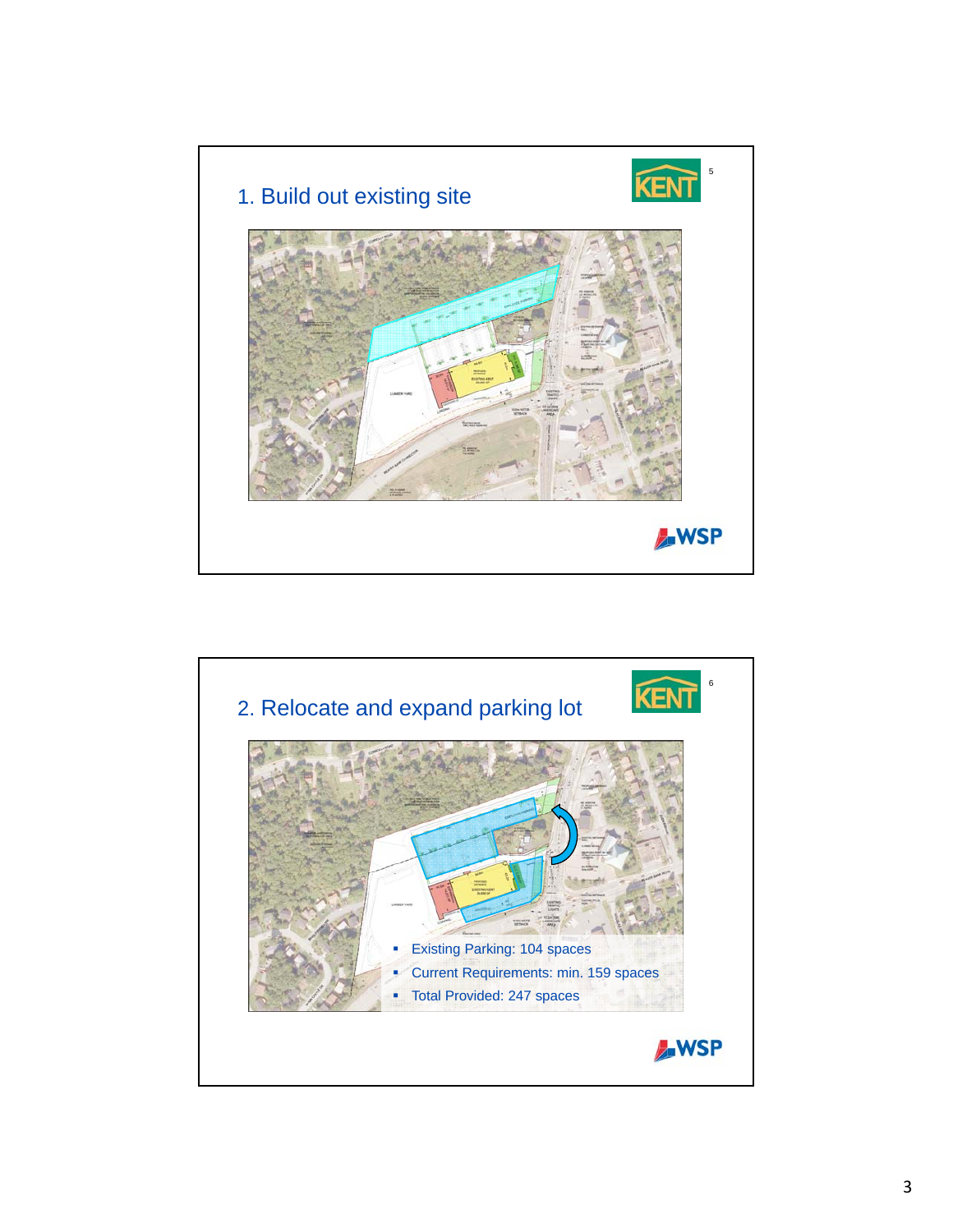## 1. Build out existing site

## 2. Relocate and expand parking lot

- Existing Parking: 104 spaces
- Current Requirements: min. 159 spaces
- Total Provided: 247 spaces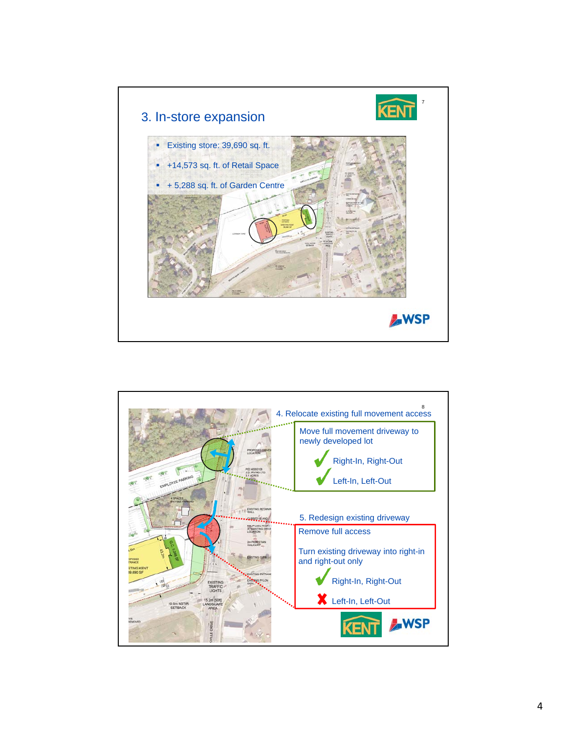## 3. In-store expansion

- Existing store: 39,690 sq. ft.
- +14,573 sq. ft. of Retail Space
- + 5,288 sq. ft. of Garden Centre

## 4. Relocate existing full movement access

Move full movement driveway to newly developed lot

✔ Right-In, Right-Out

✔ Left-In, Left-Out

## 5. Redesign existing driveway

Remove full access

Turn existing driveway into right-in and right-out only

✔ Right-In, Right-Out

✘ Left-In, Left-Out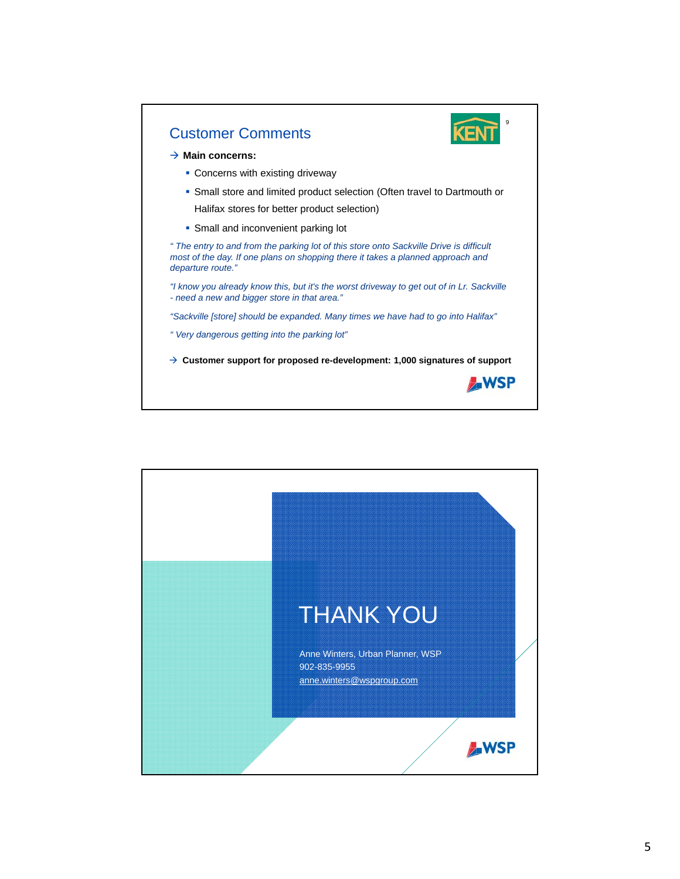## Customer Comments

→ **Main concerns:**

- Concerns with existing driveway
- Small store and limited product selection (Often travel to Dartmouth or Halifax stores for better product selection)
- Small and inconvenient parking lot

*" The entry to and from the parking lot of this store onto Sackville Drive is difficult most of the day. If one plans on shopping there it takes a planned approach and departure route."*

*"I know you already know this, but it's the worst driveway to get out of in Lr. Sackville - need a new and bigger store in that area."*

*"Sackville [store] should be expanded. Many times we have had to go into Halifax"*

*" Very dangerous getting into the parking lot"*

→ **Customer support for proposed re-development: 1,000 signatures of support**

## THANK YOU

Anne Winters, Urban Planner, WSP
902-835-9955
anne.winters@wspgroup.com